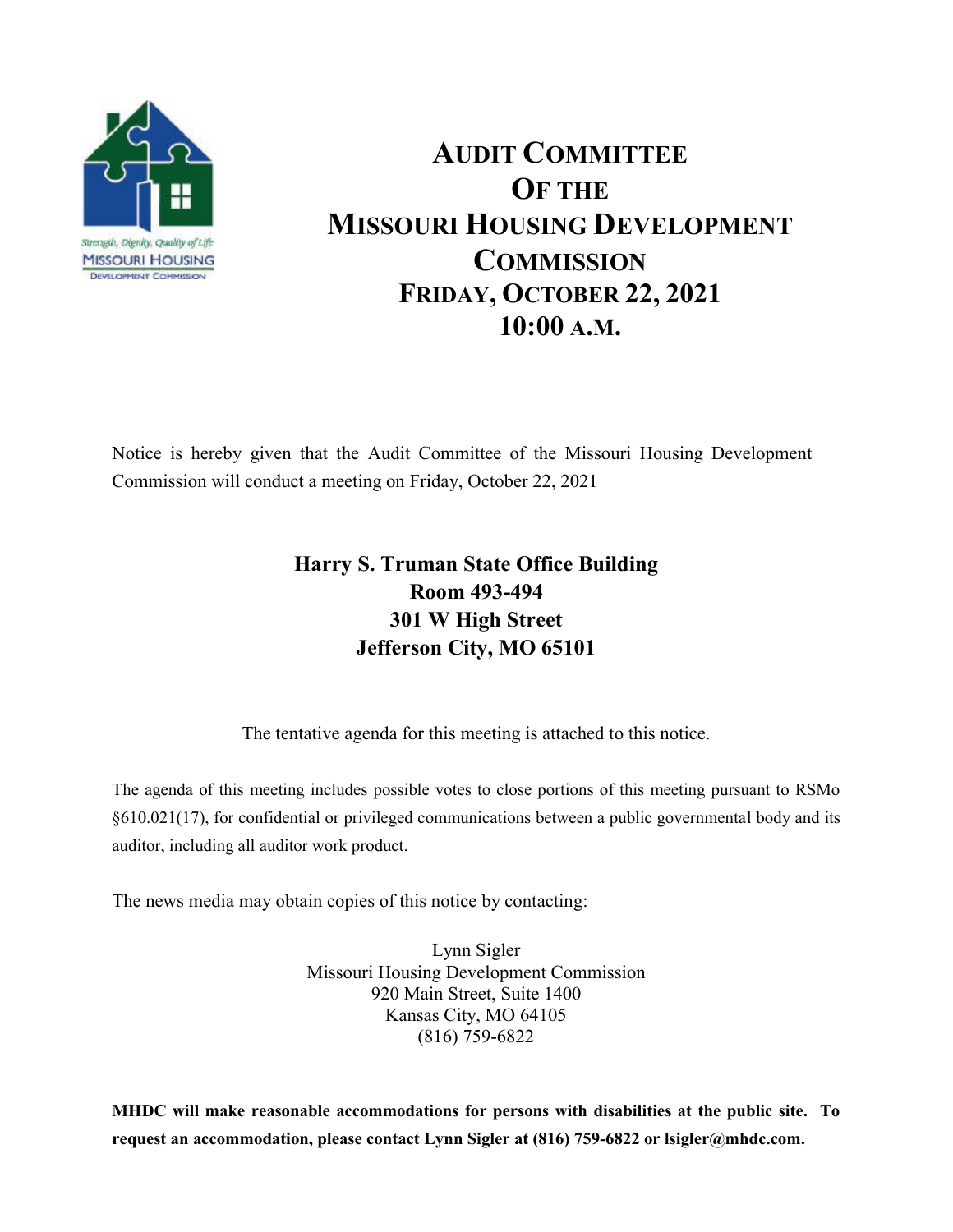# Audit Committee
# Of the
# Missouri Housing Development Commission
# Friday, October 22, 2021
# 10:00 a.m.

Notice is hereby given that the Audit Committee of the Missouri Housing Development Commission will conduct a meeting on Friday, October 22, 2021

**Harry S. Truman State Office Building**
**Room 493-494**
**301 W High Street**
**Jefferson City, MO 65101**

The tentative agenda for this meeting is attached to this notice.

The agenda of this meeting includes possible votes to close portions of this meeting pursuant to RSMo §610.021(17), for confidential or privileged communications between a public governmental body and its auditor, including all auditor work product.

The news media may obtain copies of this notice by contacting:

Lynn Sigler
Missouri Housing Development Commission
920 Main Street, Suite 1400
Kansas City, MO 64105
(816) 759-6822

**MHDC will make reasonable accommodations for persons with disabilities at the public site. To request an accommodation, please contact Lynn Sigler at (816) 759-6822 or lsigler@mhdc.com.**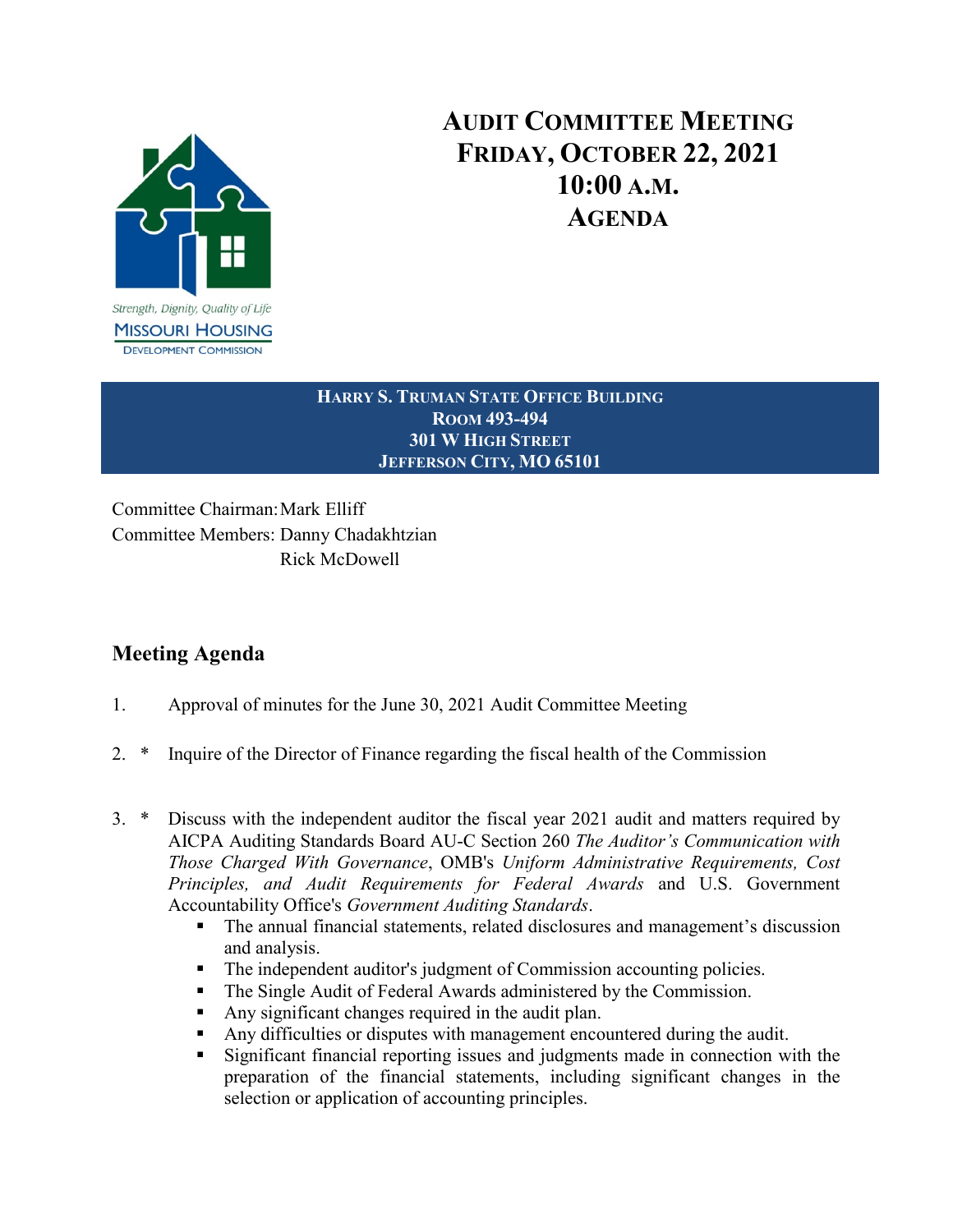# AUDIT COMMITTEE MEETING
# FRIDAY, OCTOBER 22, 2021
# 10:00 A.M.
# AGENDA

Strength, Dignity, Quality of Life
MISSOURI HOUSING
DEVELOPMENT COMMISSION

**HARRY S. TRUMAN STATE OFFICE BUILDING**
**ROOM 493-494**
**301 W HIGH STREET**
**JEFFERSON CITY, MO 65101**

Committee Chairman: Mark Elliff
Committee Members: Danny Chadakhtzian
Rick McDowell

## Meeting Agenda

1. Approval of minutes for the June 30, 2021 Audit Committee Meeting

2. * Inquire of the Director of Finance regarding the fiscal health of the Commission

3. * Discuss with the independent auditor the fiscal year 2021 audit and matters required by AICPA Auditing Standards Board AU-C Section 260 *The Auditor's Communication with Those Charged With Governance*, OMB's *Uniform Administrative Requirements, Cost Principles, and Audit Requirements for Federal Awards* and U.S. Government Accountability Office's *Government Auditing Standards*.
   - The annual financial statements, related disclosures and management's discussion and analysis.
   - The independent auditor's judgment of Commission accounting policies.
   - The Single Audit of Federal Awards administered by the Commission.
   - Any significant changes required in the audit plan.
   - Any difficulties or disputes with management encountered during the audit.
   - Significant financial reporting issues and judgments made in connection with the preparation of the financial statements, including significant changes in the selection or application of accounting principles.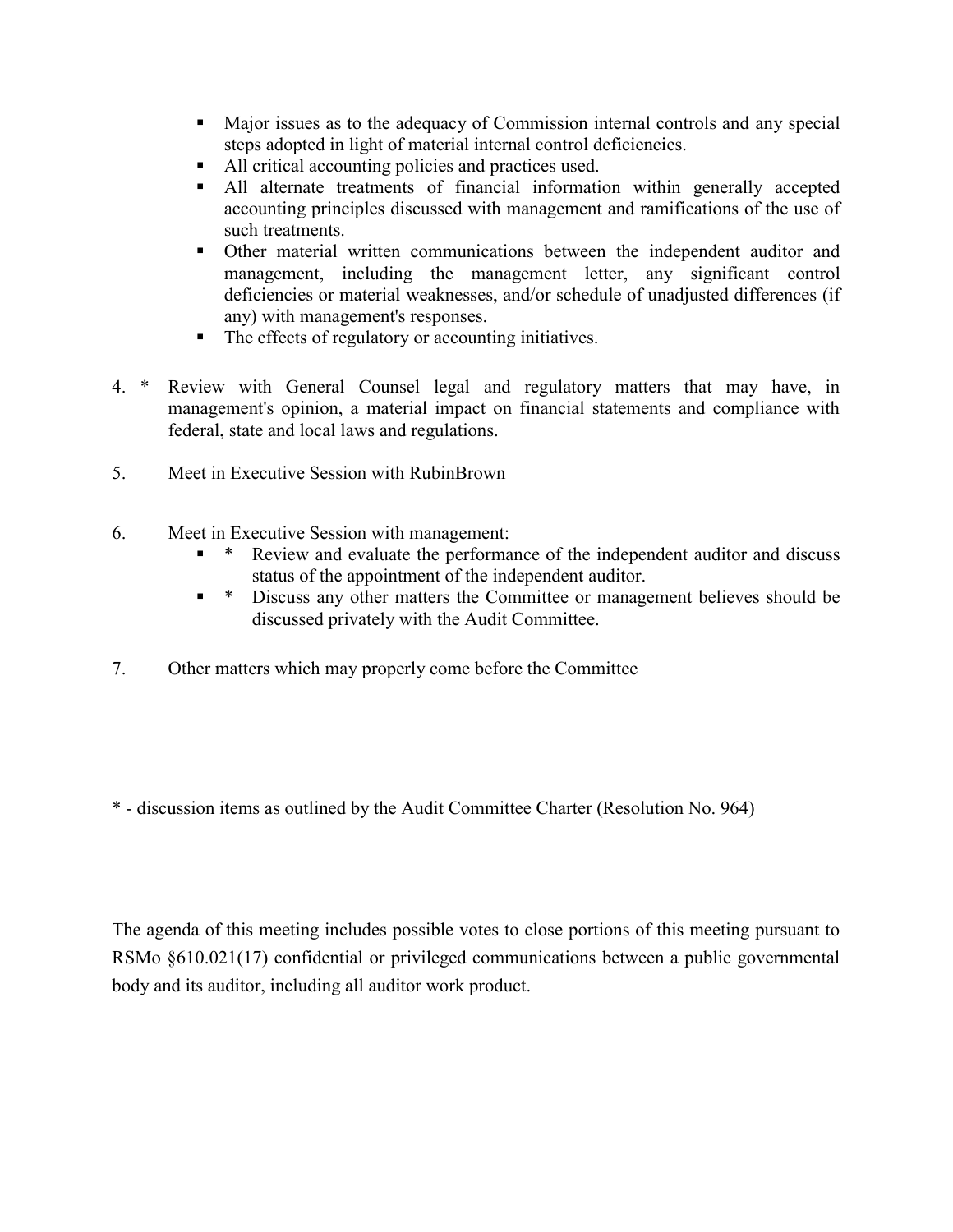- Major issues as to the adequacy of Commission internal controls and any special steps adopted in light of material internal control deficiencies.
- All critical accounting policies and practices used.
- All alternate treatments of financial information within generally accepted accounting principles discussed with management and ramifications of the use of such treatments.
- Other material written communications between the independent auditor and management, including the management letter, any significant control deficiencies or material weaknesses, and/or schedule of unadjusted differences (if any) with management's responses.
- The effects of regulatory or accounting initiatives.

4. * Review with General Counsel legal and regulatory matters that may have, in management's opinion, a material impact on financial statements and compliance with federal, state and local laws and regulations.

5. Meet in Executive Session with RubinBrown

6. Meet in Executive Session with management:
   - * Review and evaluate the performance of the independent auditor and discuss status of the appointment of the independent auditor.
   - * Discuss any other matters the Committee or management believes should be discussed privately with the Audit Committee.

7. Other matters which may properly come before the Committee

* - discussion items as outlined by the Audit Committee Charter (Resolution No. 964)

The agenda of this meeting includes possible votes to close portions of this meeting pursuant to RSMo §610.021(17) confidential or privileged communications between a public governmental body and its auditor, including all auditor work product.